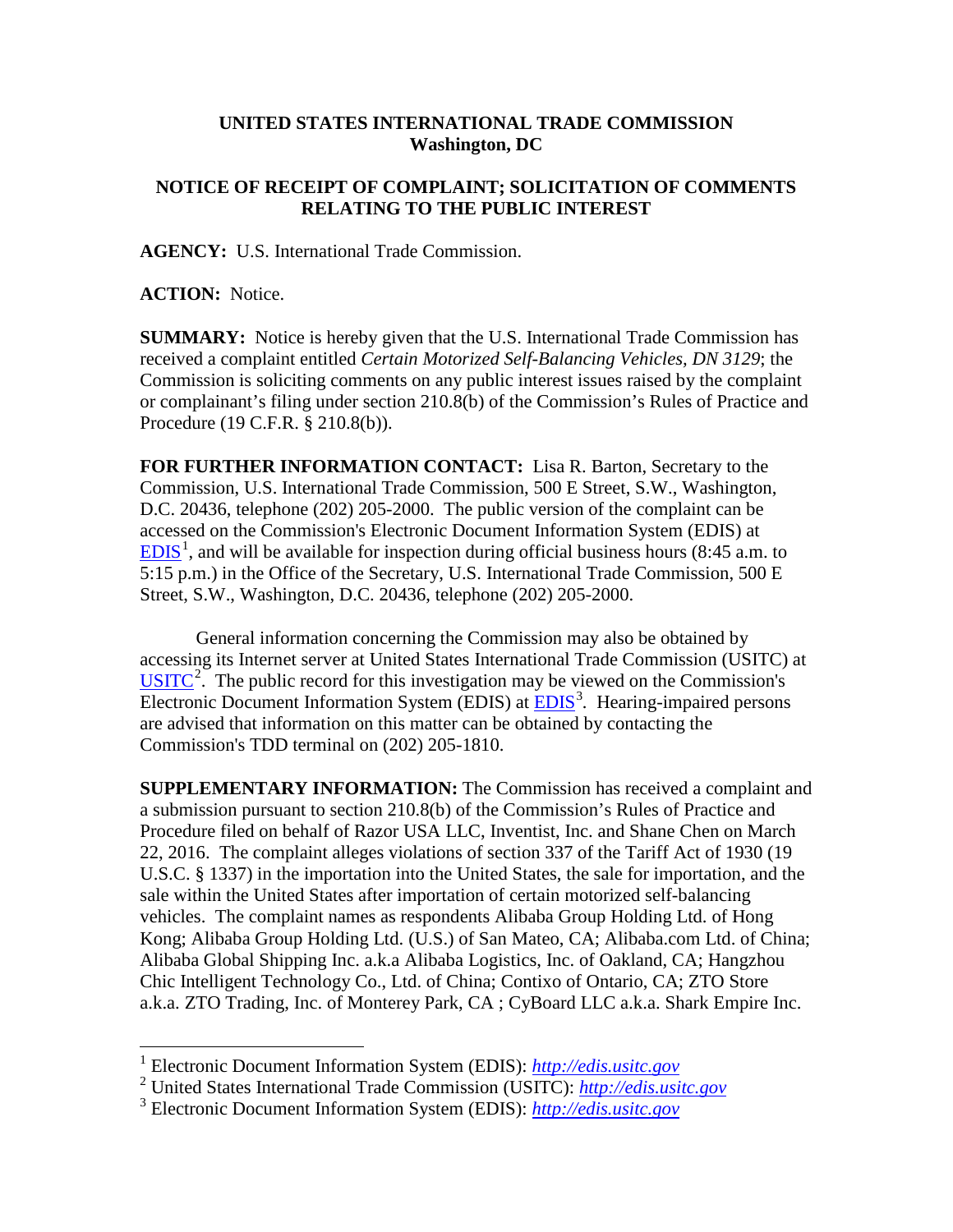**UNITED STATES INTERNATIONAL TRADE COMMISSION**
**Washington, DC**

**NOTICE OF RECEIPT OF COMPLAINT; SOLICITATION OF COMMENTS RELATING TO THE PUBLIC INTEREST**

**AGENCY:** U.S. International Trade Commission.

**ACTION:** Notice.

**SUMMARY:** Notice is hereby given that the U.S. International Trade Commission has received a complaint entitled *Certain Motorized Self-Balancing Vehicles, DN 3129*; the Commission is soliciting comments on any public interest issues raised by the complaint or complainant's filing under section 210.8(b) of the Commission's Rules of Practice and Procedure (19 C.F.R. § 210.8(b)).

**FOR FURTHER INFORMATION CONTACT:** Lisa R. Barton, Secretary to the Commission, U.S. International Trade Commission, 500 E Street, S.W., Washington, D.C. 20436, telephone (202) 205-2000. The public version of the complaint can be accessed on the Commission's Electronic Document Information System (EDIS) at EDIS[1], and will be available for inspection during official business hours (8:45 a.m. to 5:15 p.m.) in the Office of the Secretary, U.S. International Trade Commission, 500 E Street, S.W., Washington, D.C. 20436, telephone (202) 205-2000.

General information concerning the Commission may also be obtained by accessing its Internet server at United States International Trade Commission (USITC) at USITC[2]. The public record for this investigation may be viewed on the Commission's Electronic Document Information System (EDIS) at EDIS[3]. Hearing-impaired persons are advised that information on this matter can be obtained by contacting the Commission's TDD terminal on (202) 205-1810.

**SUPPLEMENTARY INFORMATION:** The Commission has received a complaint and a submission pursuant to section 210.8(b) of the Commission's Rules of Practice and Procedure filed on behalf of Razor USA LLC, Inventist, Inc. and Shane Chen on March 22, 2016. The complaint alleges violations of section 337 of the Tariff Act of 1930 (19 U.S.C. § 1337) in the importation into the United States, the sale for importation, and the sale within the United States after importation of certain motorized self-balancing vehicles. The complaint names as respondents Alibaba Group Holding Ltd. of Hong Kong; Alibaba Group Holding Ltd. (U.S.) of San Mateo, CA; Alibaba.com Ltd. of China; Alibaba Global Shipping Inc. a.k.a Alibaba Logistics, Inc. of Oakland, CA; Hangzhou Chic Intelligent Technology Co., Ltd. of China; Contixo of Ontario, CA; ZTO Store a.k.a. ZTO Trading, Inc. of Monterey Park, CA ; CyBoard LLC a.k.a. Shark Empire Inc.

---

[1] Electronic Document Information System (EDIS): *http://edis.usitc.gov*

[2] United States International Trade Commission (USITC): *http://edis.usitc.gov*

[3] Electronic Document Information System (EDIS): *http://edis.usitc.gov*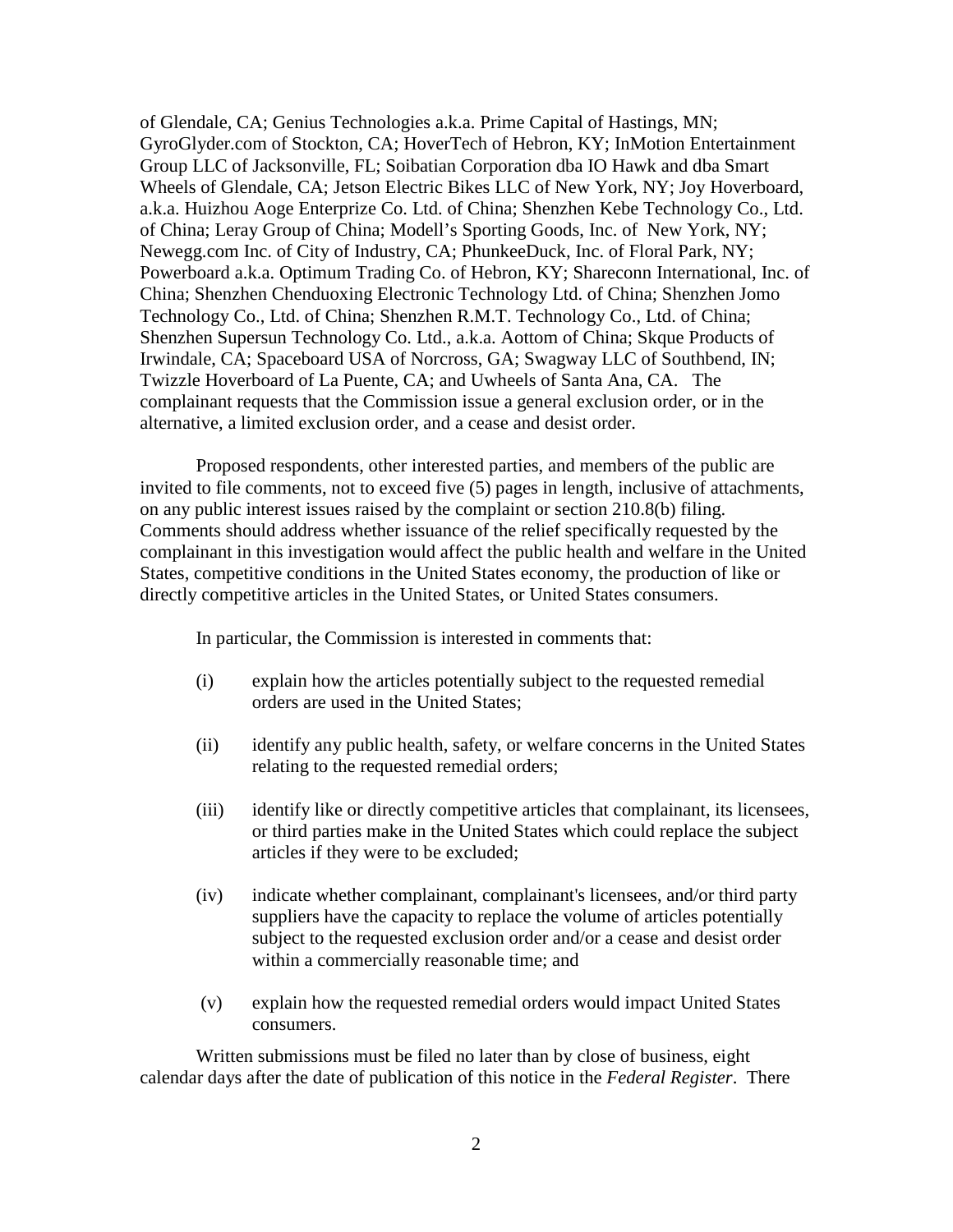of Glendale, CA; Genius Technologies a.k.a. Prime Capital of Hastings, MN; GyroGlyder.com of Stockton, CA; HoverTech of Hebron, KY; InMotion Entertainment Group LLC of Jacksonville, FL; Soibatian Corporation dba IO Hawk and dba Smart Wheels of Glendale, CA; Jetson Electric Bikes LLC of New York, NY; Joy Hoverboard, a.k.a. Huizhou Aoge Enterprize Co. Ltd. of China; Shenzhen Kebe Technology Co., Ltd. of China; Leray Group of China; Modell's Sporting Goods, Inc. of New York, NY; Newegg.com Inc. of City of Industry, CA; PhunkeeDuck, Inc. of Floral Park, NY; Powerboard a.k.a. Optimum Trading Co. of Hebron, KY; Shareconn International, Inc. of China; Shenzhen Chenduoxing Electronic Technology Ltd. of China; Shenzhen Jomo Technology Co., Ltd. of China; Shenzhen R.M.T. Technology Co., Ltd. of China; Shenzhen Supersun Technology Co. Ltd., a.k.a. Aottom of China; Skque Products of Irwindale, CA; Spaceboard USA of Norcross, GA; Swagway LLC of Southbend, IN; Twizzle Hoverboard of La Puente, CA; and Uwheels of Santa Ana, CA. The complainant requests that the Commission issue a general exclusion order, or in the alternative, a limited exclusion order, and a cease and desist order.

Proposed respondents, other interested parties, and members of the public are invited to file comments, not to exceed five (5) pages in length, inclusive of attachments, on any public interest issues raised by the complaint or section 210.8(b) filing. Comments should address whether issuance of the relief specifically requested by the complainant in this investigation would affect the public health and welfare in the United States, competitive conditions in the United States economy, the production of like or directly competitive articles in the United States, or United States consumers.

In particular, the Commission is interested in comments that:

(i) explain how the articles potentially subject to the requested remedial orders are used in the United States;

(ii) identify any public health, safety, or welfare concerns in the United States relating to the requested remedial orders;

(iii) identify like or directly competitive articles that complainant, its licensees, or third parties make in the United States which could replace the subject articles if they were to be excluded;

(iv) indicate whether complainant, complainant's licensees, and/or third party suppliers have the capacity to replace the volume of articles potentially subject to the requested exclusion order and/or a cease and desist order within a commercially reasonable time; and

(v) explain how the requested remedial orders would impact United States consumers.

Written submissions must be filed no later than by close of business, eight calendar days after the date of publication of this notice in the *Federal Register*. There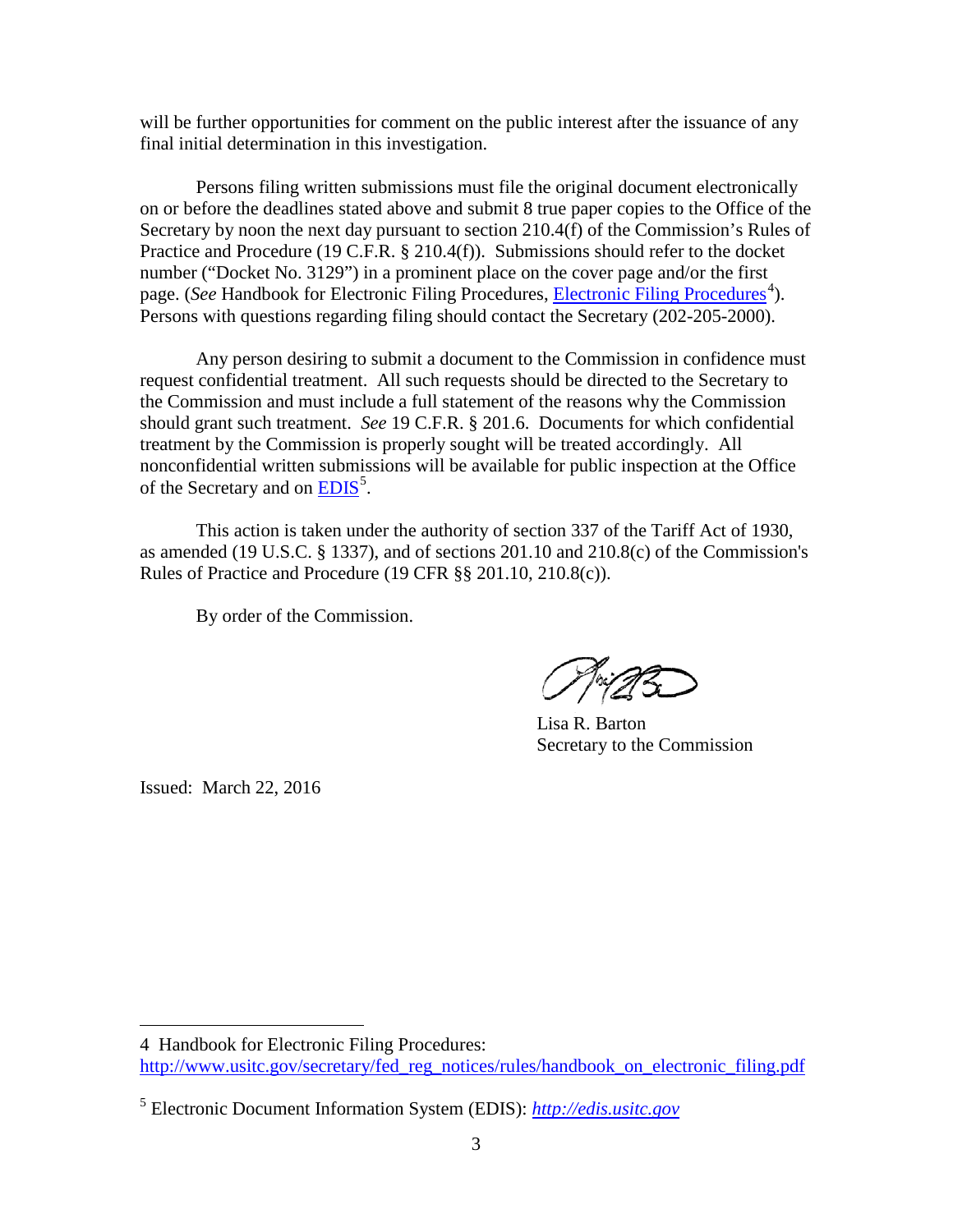will be further opportunities for comment on the public interest after the issuance of any final initial determination in this investigation.

Persons filing written submissions must file the original document electronically on or before the deadlines stated above and submit 8 true paper copies to the Office of the Secretary by noon the next day pursuant to section 210.4(f) of the Commission's Rules of Practice and Procedure (19 C.F.R. § 210.4(f)). Submissions should refer to the docket number ("Docket No. 3129") in a prominent place on the cover page and/or the first page. (*See* Handbook for Electronic Filing Procedures, Electronic Filing Procedures[4]). Persons with questions regarding filing should contact the Secretary (202-205-2000).

Any person desiring to submit a document to the Commission in confidence must request confidential treatment. All such requests should be directed to the Secretary to the Commission and must include a full statement of the reasons why the Commission should grant such treatment. *See* 19 C.F.R. § 201.6. Documents for which confidential treatment by the Commission is properly sought will be treated accordingly. All nonconfidential written submissions will be available for public inspection at the Office of the Secretary and on EDIS[5].

This action is taken under the authority of section 337 of the Tariff Act of 1930, as amended (19 U.S.C. § 1337), and of sections 201.10 and 210.8(c) of the Commission's Rules of Practice and Procedure (19 CFR §§ 201.10, 210.8(c)).

By order of the Commission.

Lisa R. Barton
Secretary to the Commission

Issued: March 22, 2016

---

4 Handbook for Electronic Filing Procedures: http://www.usitc.gov/secretary/fed_reg_notices/rules/handbook_on_electronic_filing.pdf

5 Electronic Document Information System (EDIS): *http://edis.usitc.gov*